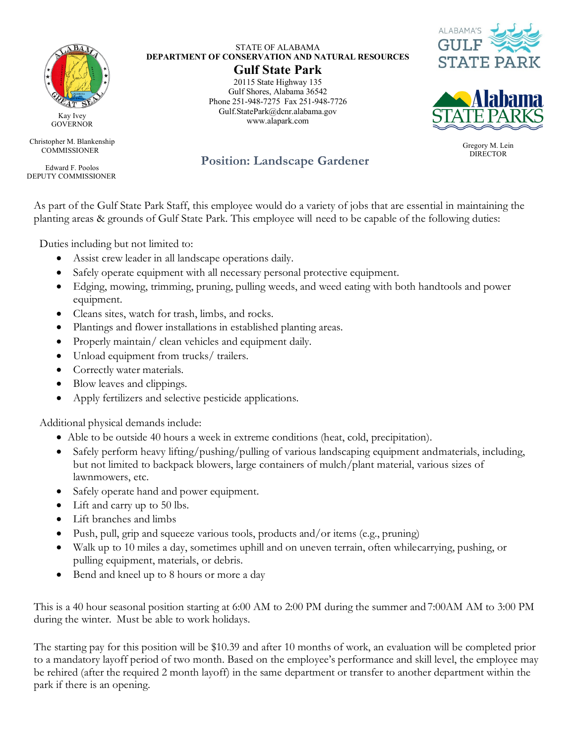Kay Ivey
GOVERNOR

Christopher M. Blankenship
COMMISSIONER

Edward F. Poolos
DEPUTY COMMISSIONER

STATE OF ALABAMA
**DEPARTMENT OF CONSERVATION AND NATURAL RESOURCES**

**Gulf State Park**

20115 State Highway 135
Gulf Shores, Alabama 36542
Phone 251-948-7275 Fax 251-948-7726
Gulf.StatePark@dcnr.alabama.gov
www.alapark.com

ALABAMA'S GULF STATE PARK

Alabama STATE PARKS

Gregory M. Lein
DIRECTOR

## Position: Landscape Gardener

As part of the Gulf State Park Staff, this employee would do a variety of jobs that are essential in maintaining the planting areas & grounds of Gulf State Park. This employee will need to be capable of the following duties:

Duties including but not limited to:

- Assist crew leader in all landscape operations daily.
- Safely operate equipment with all necessary personal protective equipment.
- Edging, mowing, trimming, pruning, pulling weeds, and weed eating with both handtools and power equipment.
- Cleans sites, watch for trash, limbs, and rocks.
- Plantings and flower installations in established planting areas.
- Properly maintain/ clean vehicles and equipment daily.
- Unload equipment from trucks/ trailers.
- Correctly water materials.
- Blow leaves and clippings.
- Apply fertilizers and selective pesticide applications.

Additional physical demands include:

- Able to be outside 40 hours a week in extreme conditions (heat, cold, precipitation).
- Safely perform heavy lifting/pushing/pulling of various landscaping equipment andmaterials, including, but not limited to backpack blowers, large containers of mulch/plant material, various sizes of lawnmowers, etc.
- Safely operate hand and power equipment.
- Lift and carry up to 50 lbs.
- Lift branches and limbs
- Push, pull, grip and squeeze various tools, products and/or items (e.g., pruning)
- Walk up to 10 miles a day, sometimes uphill and on uneven terrain, often whilecarrying, pushing, or pulling equipment, materials, or debris.
- Bend and kneel up to 8 hours or more a day

This is a 40 hour seasonal position starting at 6:00 AM to 2:00 PM during the summer and 7:00AM AM to 3:00 PM during the winter. Must be able to work holidays.

The starting pay for this position will be $10.39 and after 10 months of work, an evaluation will be completed prior to a mandatory layoff period of two month. Based on the employee's performance and skill level, the employee may be rehired (after the required 2 month layoff) in the same department or transfer to another department within the park if there is an opening.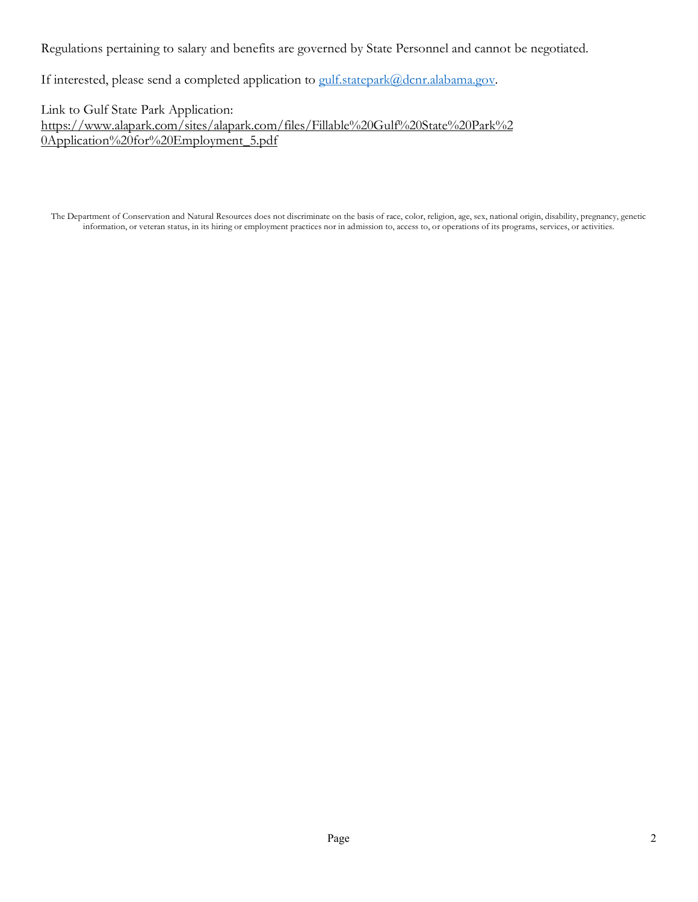Regulations pertaining to salary and benefits are governed by State Personnel and cannot be negotiated.

If interested, please send a completed application to [gulf.statepark@dcnr.alabama.gov](mailto:gulf.statepark@dcnr.alabama.gov).

Link to Gulf State Park Application:
https://www.alapark.com/sites/alapark.com/files/Fillable%20Gulf%20State%20Park%20Application%20for%20Employment_5.pdf

The Department of Conservation and Natural Resources does not discriminate on the basis of race, color, religion, age, sex, national origin, disability, pregnancy, genetic information, or veteran status, in its hiring or employment practices nor in admission to, access to, or operations of its programs, services, or activities.